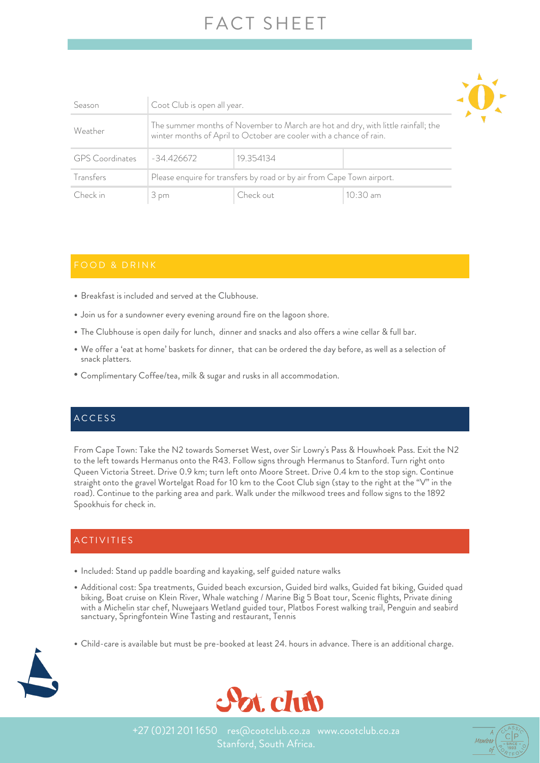# FACT SHEET

| Season | Coot Club is open all year. | | |
|---|---|---|---|
| Weather | The summer months of November to March are hot and dry, with little rainfall; the winter months of April to October are cooler with a chance of rain. | | |
| GPS Coordinates | -34.426672 | 19.354134 | |
| Transfers | Please enquire for transfers by road or by air from Cape Town airport. | | |
| Check in | 3 pm | Check out | 10:30 am |

## FOOD & DRINK

- Breakfast is included and served at the Clubhouse.
- Join us for a sundowner every evening around fire on the lagoon shore.
- The Clubhouse is open daily for lunch, dinner and snacks and also offers a wine cellar & full bar.
- We offer a 'eat at home' baskets for dinner, that can be ordered the day before, as well as a selection of snack platters.
- Complimentary Coffee/tea, milk & sugar and rusks in all accommodation.

## ACCESS

From Cape Town: Take the N2 towards Somerset West, over Sir Lowry's Pass & Houwhoek Pass. Exit the N2 to the left towards Hermanus onto the R43. Follow signs through Hermanus to Stanford. Turn right onto Queen Victoria Street. Drive 0.9 km; turn left onto Moore Street. Drive 0.4 km to the stop sign. Continue straight onto the gravel Wortelgat Road for 10 km to the Coot Club sign (stay to the right at the "V" in the road). Continue to the parking area and park. Walk under the milkwood trees and follow signs to the 1892 Spookhuis for check in.

## ACTIVITIES

- Included: Stand up paddle boarding and kayaking, self guided nature walks
- Additional cost: Spa treatments, Guided beach excursion, Guided bird walks, Guided fat biking, Guided quad biking, Boat cruise on Klein River, Whale watching / Marine Big 5 Boat tour, Scenic flights, Private dining with a Michelin star chef, Nuwejaars Wetland guided tour, Platbos Forest walking trail, Penguin and seabird sanctuary, Springfontein Wine Tasting and restaurant, Tennis
- Child-care is available but must be pre-booked at least 24. hours in advance. There is an additional charge.

Coot club

+27 (0)21 201 1650 res@cootclub.co.za www.cootclub.co.za
Stanford, South Africa.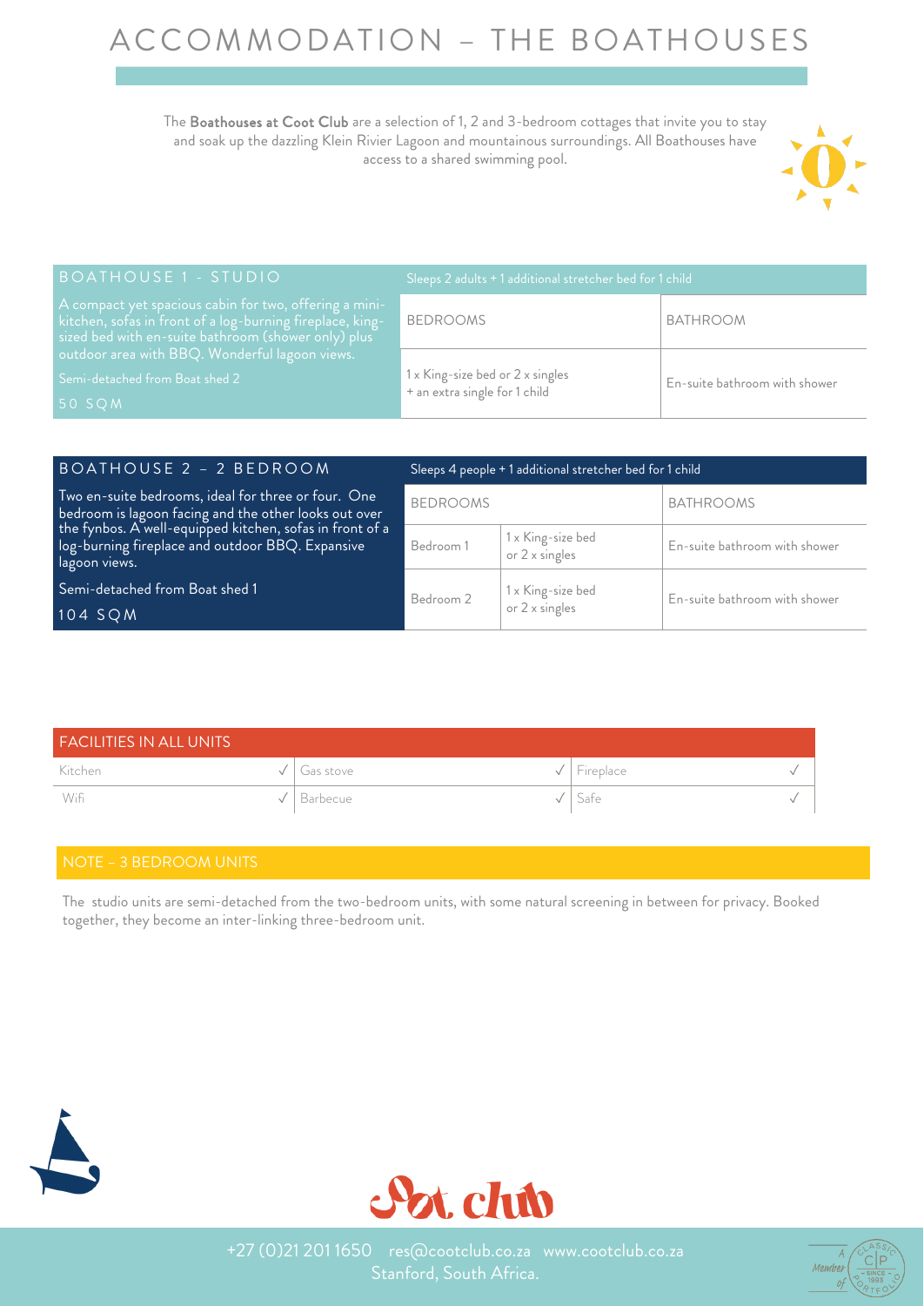# ACCOMMODATION – THE BOATHOUSES

The **Boathouses at Coot Club** are a selection of 1, 2 and 3-bedroom cottages that invite you to stay and soak up the dazzling Klein Rivier Lagoon and mountainous surroundings. All Boathouses have access to a shared swimming pool.

## BOATHOUSE 1 - STUDIO

A compact yet spacious cabin for two, offering a mini-kitchen, sofas in front of a log-burning fireplace, king-sized bed with en-suite bathroom (shower only) plus outdoor area with BBQ. Wonderful lagoon views.

Semi-detached from Boat shed 2

50 SQM

Sleeps 2 adults + 1 additional stretcher bed for 1 child

| BEDROOMS | BATHROOM |
|---|---|
| 1 x King-size bed or 2 x singles + an extra single for 1 child | En-suite bathroom with shower |

## BOATHOUSE 2 – 2 BEDROOM

Two en-suite bedrooms, ideal for three or four. One bedroom is lagoon facing and the other looks out over the fynbos. A well-equipped kitchen, sofas in front of a log-burning fireplace and outdoor BBQ. Expansive lagoon views.

Semi-detached from Boat shed 1

104 SQM

Sleeps 4 people + 1 additional stretcher bed for 1 child

| BEDROOMS | | BATHROOMS |
|---|---|---|
| Bedroom 1 | 1 x King-size bed or 2 x singles | En-suite bathroom with shower |
| Bedroom 2 | 1 x King-size bed or 2 x singles | En-suite bathroom with shower |

## FACILITIES IN ALL UNITS

| | | | | | |
|---|---|---|---|---|---|
| Kitchen | ✓ | Gas stove | ✓ | Fireplace | ✓ |
| Wifi | ✓ | Barbecue | ✓ | Safe | ✓ |

## NOTE – 3 BEDROOM UNITS

The studio units are semi-detached from the two-bedroom units, with some natural screening in between for privacy. Booked together, they become an inter-linking three-bedroom unit.

+27 (0)21 201 1650 res@cootclub.co.za www.cootclub.co.za
Stanford, South Africa.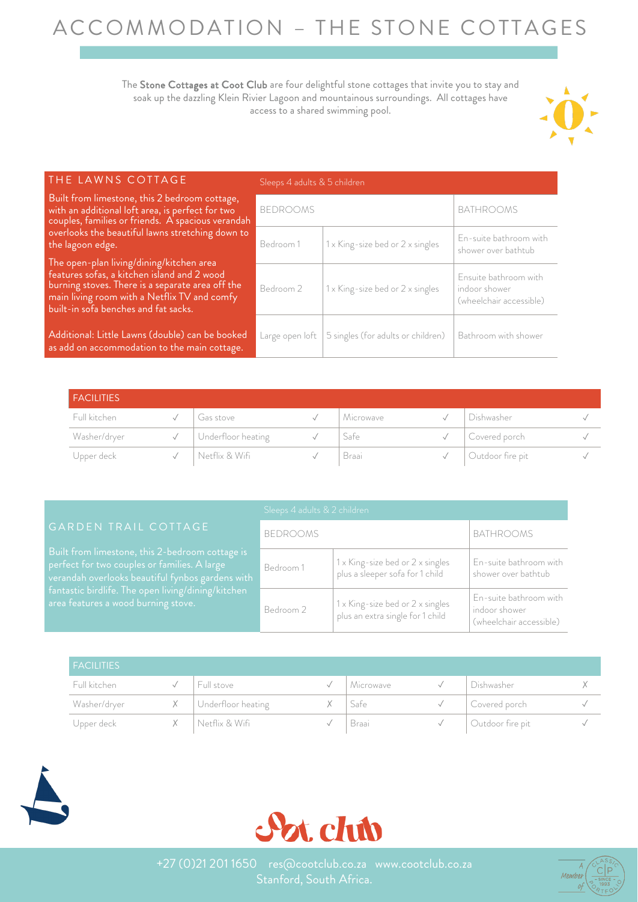# ACCOMMODATION – THE STONE COTTAGES

The **Stone Cottages at Coot Club** are four delightful stone cottages that invite you to stay and soak up the dazzling Klein Rivier Lagoon and mountainous surroundings. All cottages have access to a shared swimming pool.

## THE LAWNS COTTAGE

Built from limestone, this 2 bedroom cottage, with an additional loft area, is perfect for two couples, families or friends. A spacious verandah overlooks the beautiful lawns stretching down to the lagoon edge.

The open-plan living/dining/kitchen area features sofas, a kitchen island and 2 wood burning stoves. There is a separate area off the main living room with a Netflix TV and comfy built-in sofa benches and fat sacks.

Additional: Little Lawns (double) can be booked as add on accommodation to the main cottage.

Sleeps 4 adults & 5 children

| BEDROOMS | | BATHROOMS |
|---|---|---|
| Bedroom 1 | 1 x King-size bed or 2 x singles | En-suite bathroom with shower over bathtub |
| Bedroom 2 | 1 x King-size bed or 2 x singles | Ensuite bathroom with indoor shower (wheelchair accessible) |
| Large open loft | 5 singles (for adults or children) | Bathroom with shower |

### FACILITIES

| | | | | | | | |
|---|---|---|---|---|---|---|---|
| Full kitchen | ✓ | Gas stove | ✓ | Microwave | ✓ | Dishwasher | ✓ |
| Washer/dryer | ✓ | Underfloor heating | ✓ | Safe | ✓ | Covered porch | ✓ |
| Upper deck | ✓ | Netflix & Wifi | ✓ | Braai | ✓ | Outdoor fire pit | ✓ |

## GARDEN TRAIL COTTAGE

Built from limestone, this 2-bedroom cottage is perfect for two couples or families. A large verandah overlooks beautiful fynbos gardens with fantastic birdlife. The open living/dining/kitchen area features a wood burning stove.

Sleeps 4 adults & 2 children

| BEDROOMS | | BATHROOMS |
|---|---|---|
| Bedroom 1 | 1 x King-size bed or 2 x singles plus a sleeper sofa for 1 child | En-suite bathroom with shower over bathtub |
| Bedroom 2 | 1 x King-size bed or 2 x singles plus an extra single for 1 child | En-suite bathroom with indoor shower (wheelchair accessible) |

### FACILITIES

| | | | | | | | |
|---|---|---|---|---|---|---|---|
| Full kitchen | ✓ | Full stove | ✓ | Microwave | ✓ | Dishwasher | ✗ |
| Washer/dryer | ✗ | Underfloor heating | ✗ | Safe | ✓ | Covered porch | ✓ |
| Upper deck | ✗ | Netflix & Wifi | ✓ | Braai | ✓ | Outdoor fire pit | ✓ |

Coot club

+27 (0)21 201 1650 res@cootclub.co.za www.cootclub.co.za
Stanford, South Africa.

A Member of Classic Portfolio – Since 1993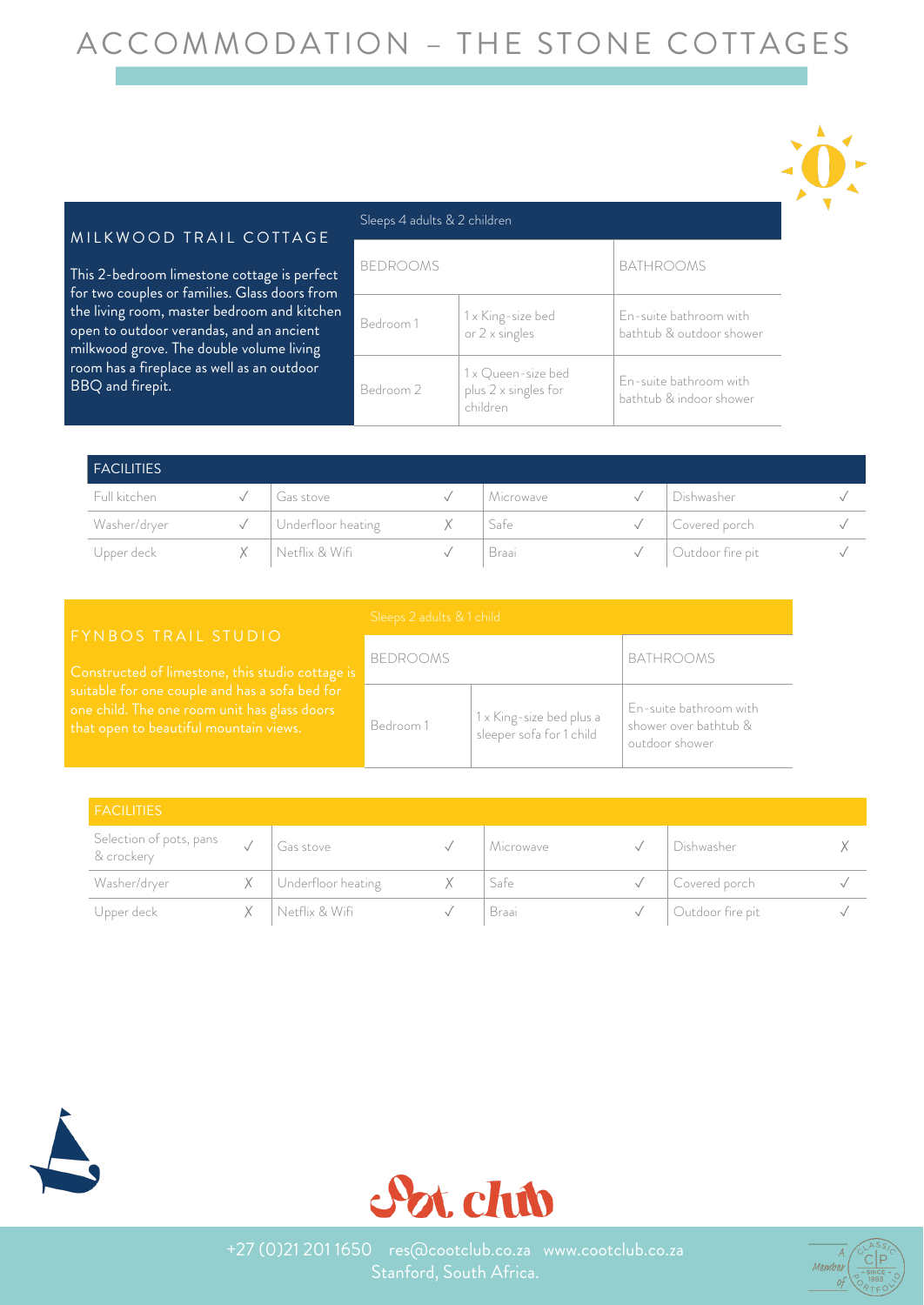# ACCOMMODATION – THE STONE COTTAGES

## MILKWOOD TRAIL COTTAGE

This 2-bedroom limestone cottage is perfect for two couples or families. Glass doors from the living room, master bedroom and kitchen open to outdoor verandas, and an ancient milkwood grove. The double volume living room has a fireplace as well as an outdoor BBQ and firepit.

Sleeps 4 adults & 2 children

| BEDROOMS | | BATHROOMS |
|---|---|---|
| Bedroom 1 | 1 x King-size bed or 2 x singles | En-suite bathroom with bathtub & outdoor shower |
| Bedroom 2 | 1 x Queen-size bed plus 2 x singles for children | En-suite bathroom with bathtub & indoor shower |

| FACILITIES | | | | | | | |
|---|---|---|---|---|---|---|---|
| Full kitchen | ✓ | Gas stove | ✓ | Microwave | ✓ | Dishwasher | ✓ |
| Washer/dryer | ✓ | Underfloor heating | X | Safe | ✓ | Covered porch | ✓ |
| Upper deck | X | Netflix & Wifi | ✓ | Braai | ✓ | Outdoor fire pit | ✓ |

## FYNBOS TRAIL STUDIO

Constructed of limestone, this studio cottage is suitable for one couple and has a sofa bed for one child. The one room unit has glass doors that open to beautiful mountain views.

Sleeps 2 adults & 1 child

| BEDROOMS | | BATHROOMS |
|---|---|---|
| Bedroom 1 | 1 x King-size bed plus a sleeper sofa for 1 child | En-suite bathroom with shower over bathtub & outdoor shower |

| FACILITIES | | | | | | | |
|---|---|---|---|---|---|---|---|
| Selection of pots, pans & crockery | ✓ | Gas stove | ✓ | Microwave | ✓ | Dishwasher | X |
| Washer/dryer | X | Underfloor heating | X | Safe | ✓ | Covered porch | ✓ |
| Upper deck | X | Netflix & Wifi | ✓ | Braai | ✓ | Outdoor fire pit | ✓ |

Coot club

+27 (0)21 201 1650 res@cootclub.co.za www.cootclub.co.za
Stanford, South Africa.

A Member of Classic Portfolio – Since 1993